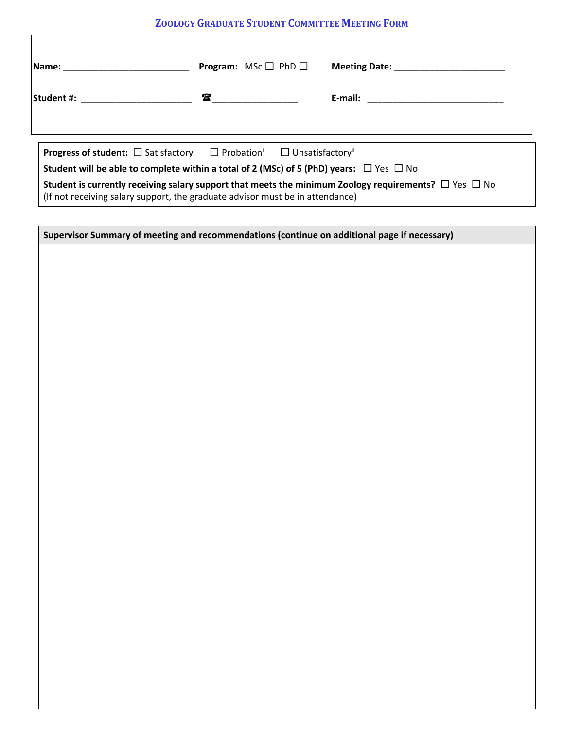# Zoology Graduate Student Committee Meeting Form

**Name:** _________________________ **Program:** MSc ☐ PhD ☐ **Meeting Date:** ______________________

**Student #:** ______________________ ☎_________________ **E-mail:** ___________________________

**Progress of student:** ☐ Satisfactory ☐ Probation[i] ☐ Unsatisfactory[ii]

**Student will be able to complete within a total of 2 (MSc) of 5 (PhD) years:** ☐ Yes ☐ No

**Student is currently receiving salary support that meets the minimum Zoology requirements?** ☐ Yes ☐ No
(If not receiving salary support, the graduate advisor must be in attendance)

**Supervisor Summary of meeting and recommendations (continue on additional page if necessary)**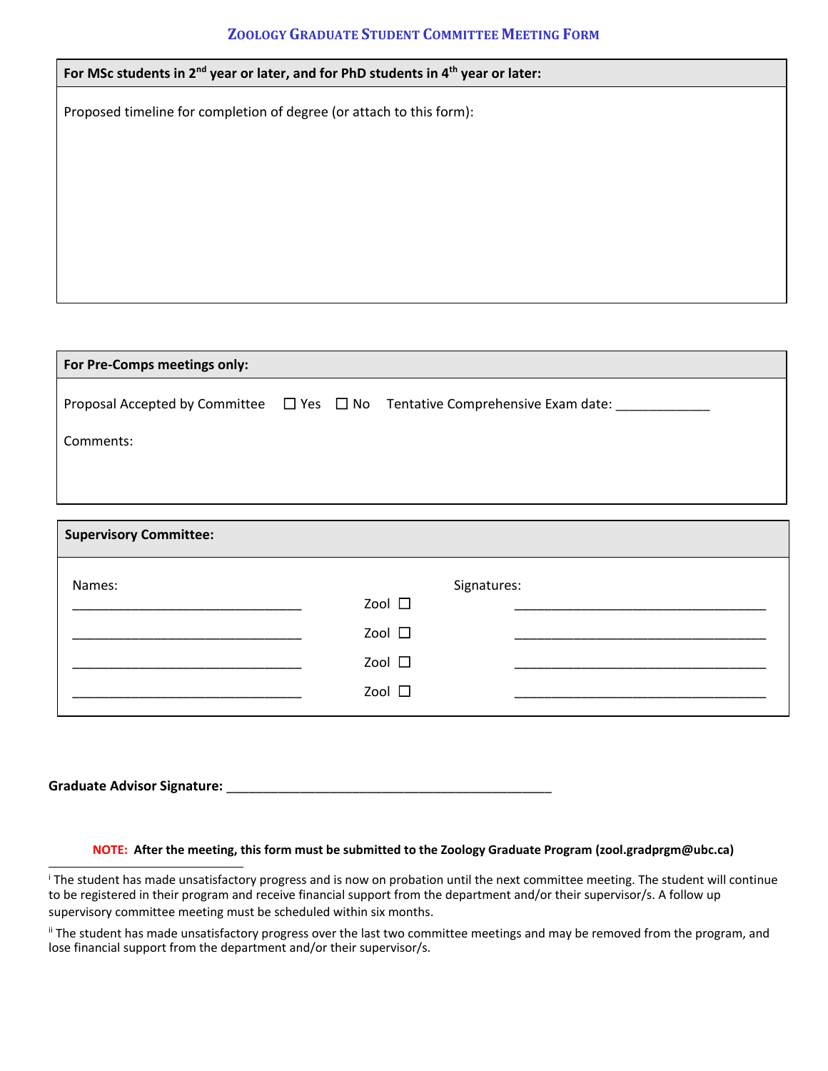# Zoology Graduate Student Committee Meeting Form

**For MSc students in 2nd year or later, and for PhD students in 4th year or later:**

Proposed timeline for completion of degree (or attach to this form):

**For Pre-Comps meetings only:**

Proposal Accepted by Committee ☐ Yes ☐ No Tentative Comprehensive Exam date: _____________

Comments:

**Supervisory Committee:**

| Names: | | Signatures: |
|---|---|---|
| ________________________________ | Zool ☐ | ___________________________________ |
| ________________________________ | Zool ☐ | ___________________________________ |
| ________________________________ | Zool ☐ | ___________________________________ |
| ________________________________ | Zool ☐ | ___________________________________ |

**Graduate Advisor Signature:** ______________________________________________

**NOTE: After the meeting, this form must be submitted to the Zoology Graduate Program (zool.gradprgm@ubc.ca)**

[i] The student has made unsatisfactory progress and is now on probation until the next committee meeting. The student will continue to be registered in their program and receive financial support from the department and/or their supervisor/s. A follow up supervisory committee meeting must be scheduled within six months.

[ii] The student has made unsatisfactory progress over the last two committee meetings and may be removed from the program, and lose financial support from the department and/or their supervisor/s.